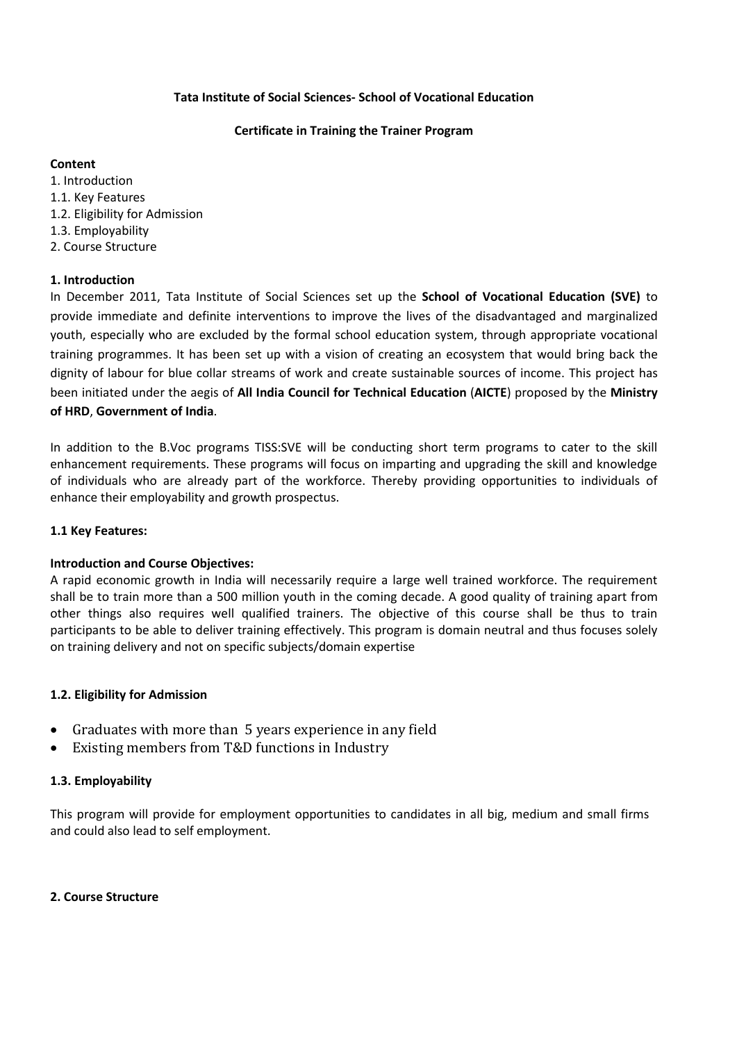**Tata Institute of Social Sciences- School of Vocational Education**

**Certificate in Training the Trainer Program**

**Content**

1. Introduction
1.1. Key Features
1.2. Eligibility for Admission
1.3. Employability
2. Course Structure

## 1. Introduction

In December 2011, Tata Institute of Social Sciences set up the **School of Vocational Education (SVE)** to provide immediate and definite interventions to improve the lives of the disadvantaged and marginalized youth, especially who are excluded by the formal school education system, through appropriate vocational training programmes. It has been set up with a vision of creating an ecosystem that would bring back the dignity of labour for blue collar streams of work and create sustainable sources of income. This project has been initiated under the aegis of **All India Council for Technical Education** (**AICTE**) proposed by the **Ministry of HRD**, **Government of India**.

In addition to the B.Voc programs TISS:SVE will be conducting short term programs to cater to the skill enhancement requirements. These programs will focus on imparting and upgrading the skill and knowledge of individuals who are already part of the workforce. Thereby providing opportunities to individuals of enhance their employability and growth prospectus.

### 1.1 Key Features:

**Introduction and Course Objectives:**

A rapid economic growth in India will necessarily require a large well trained workforce. The requirement shall be to train more than a 500 million youth in the coming decade. A good quality of training apart from other things also requires well qualified trainers. The objective of this course shall be thus to train participants to be able to deliver training effectively. This program is domain neutral and thus focuses solely on training delivery and not on specific subjects/domain expertise

### 1.2. Eligibility for Admission

- Graduates with more than 5 years experience in any field
- Existing members from T&D functions in Industry

### 1.3. Employability

This program will provide for employment opportunities to candidates in all big, medium and small firms and could also lead to self employment.

## 2. Course Structure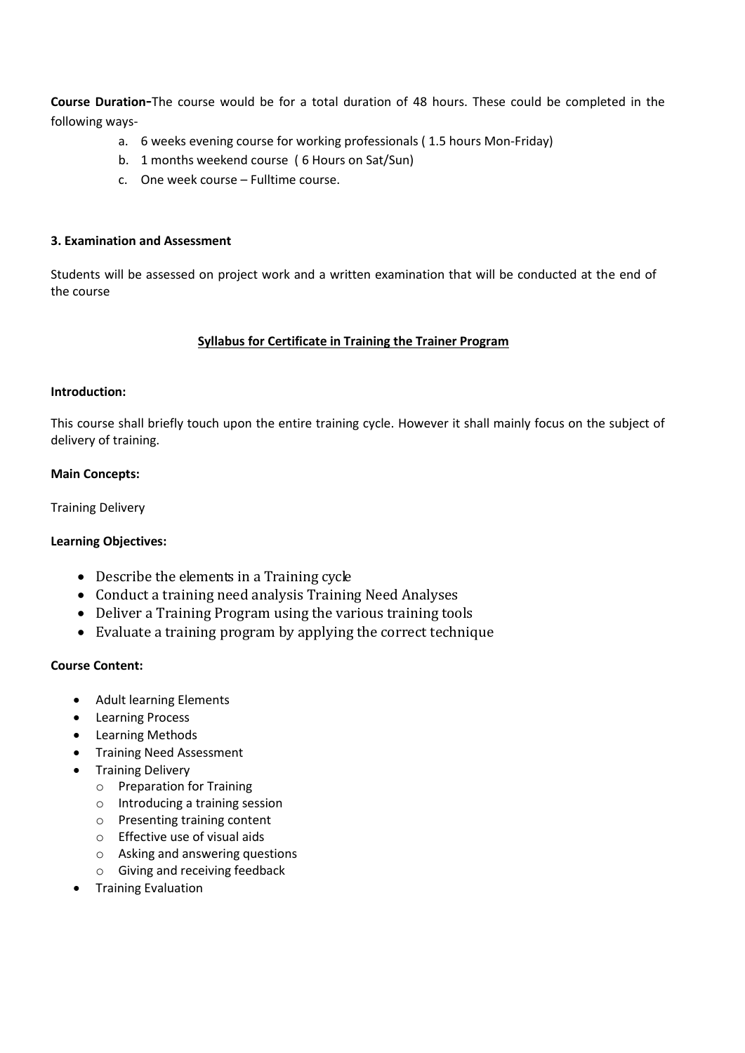**Course Duration-**The course would be for a total duration of 48 hours. These could be completed in the following ways-

a. 6 weeks evening course for working professionals ( 1.5 hours Mon-Friday)
b. 1 months weekend course ( 6 Hours on Sat/Sun)
c. One week course – Fulltime course.

**3. Examination and Assessment**

Students will be assessed on project work and a written examination that will be conducted at the end of the course

## Syllabus for Certificate in Training the Trainer Program

**Introduction:**

This course shall briefly touch upon the entire training cycle. However it shall mainly focus on the subject of delivery of training.

**Main Concepts:**

Training Delivery

**Learning Objectives:**

- Describe the elements in a Training cycle
- Conduct a training need analysis Training Need Analyses
- Deliver a Training Program using the various training tools
- Evaluate a training program by applying the correct technique

**Course Content:**

- Adult learning Elements
- Learning Process
- Learning Methods
- Training Need Assessment
- Training Delivery
    - Preparation for Training
    - Introducing a training session
    - Presenting training content
    - Effective use of visual aids
    - Asking and answering questions
    - Giving and receiving feedback
- Training Evaluation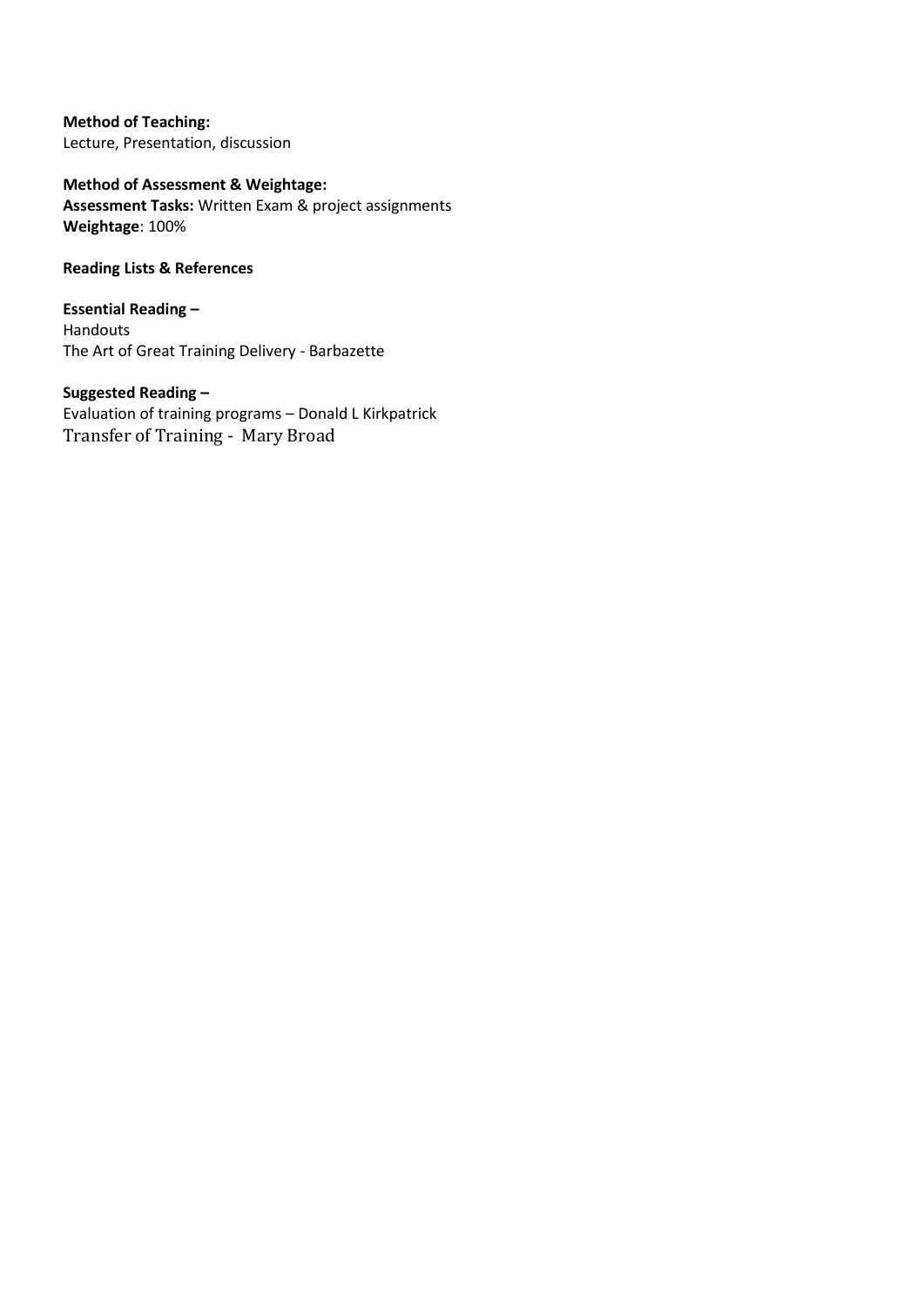**Method of Teaching:**
Lecture, Presentation, discussion

**Method of Assessment & Weightage:**
**Assessment Tasks:** Written Exam & project assignments
**Weightage**: 100%

**Reading Lists & References**

**Essential Reading –**
Handouts
The Art of Great Training Delivery - Barbazette

**Suggested Reading –**
Evaluation of training programs – Donald L Kirkpatrick
Transfer of Training - Mary Broad